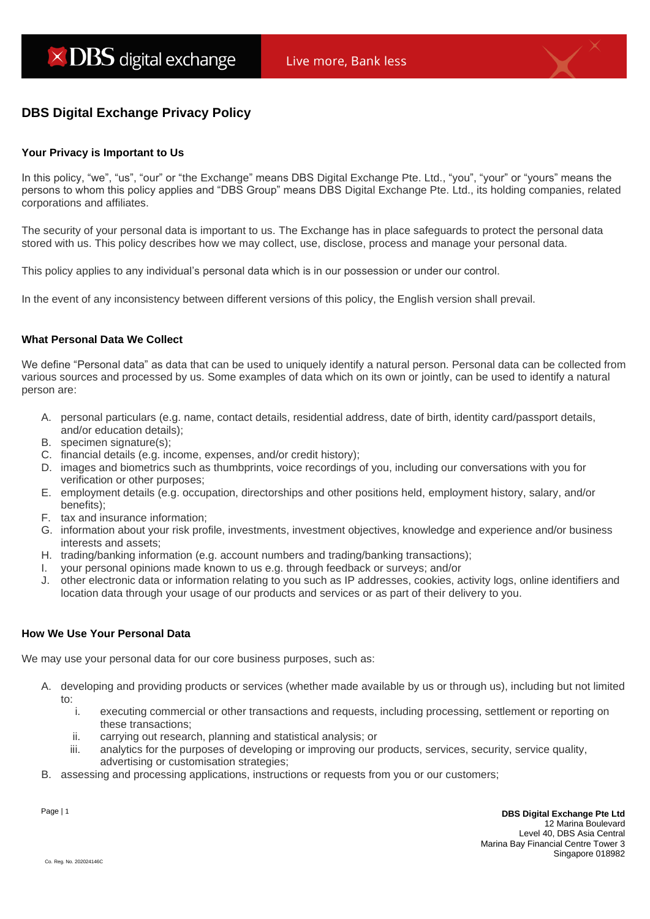# DBS Digital Exchange Privacy Policy

## Your Privacy is Important to Us

In this policy, "we", "us", "our" or "the Exchange" means DBS Digital Exchange Pte. Ltd., "you", "your" or "yours" means the persons to whom this policy applies and "DBS Group" means DBS Digital Exchange Pte. Ltd., its holding companies, related corporations and affiliates.

The security of your personal data is important to us. The Exchange has in place safeguards to protect the personal data stored with us. This policy describes how we may collect, use, disclose, process and manage your personal data.

This policy applies to any individual's personal data which is in our possession or under our control.

In the event of any inconsistency between different versions of this policy, the English version shall prevail.

## What Personal Data We Collect

We define "Personal data" as data that can be used to uniquely identify a natural person. Personal data can be collected from various sources and processed by us. Some examples of data which on its own or jointly, can be used to identify a natural person are:

A. personal particulars (e.g. name, contact details, residential address, date of birth, identity card/passport details, and/or education details);
B. specimen signature(s);
C. financial details (e.g. income, expenses, and/or credit history);
D. images and biometrics such as thumbprints, voice recordings of you, including our conversations with you for verification or other purposes;
E. employment details (e.g. occupation, directorships and other positions held, employment history, salary, and/or benefits);
F. tax and insurance information;
G. information about your risk profile, investments, investment objectives, knowledge and experience and/or business interests and assets;
H. trading/banking information (e.g. account numbers and trading/banking transactions);
I. your personal opinions made known to us e.g. through feedback or surveys; and/or
J. other electronic data or information relating to you such as IP addresses, cookies, activity logs, online identifiers and location data through your usage of our products and services or as part of their delivery to you.

## How We Use Your Personal Data

We may use your personal data for our core business purposes, such as:

A. developing and providing products or services (whether made available by us or through us), including but not limited to:
    i. executing commercial or other transactions and requests, including processing, settlement or reporting on these transactions;
    ii. carrying out research, planning and statistical analysis; or
    iii. analytics for the purposes of developing or improving our products, services, security, service quality, advertising or customisation strategies;
B. assessing and processing applications, instructions or requests from you or our customers;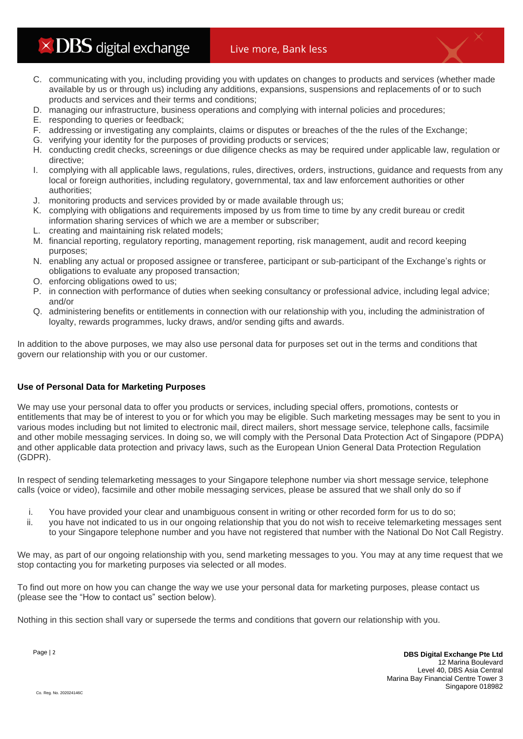C. communicating with you, including providing you with updates on changes to products and services (whether made available by us or through us) including any additions, expansions, suspensions and replacements of or to such products and services and their terms and conditions;
D. managing our infrastructure, business operations and complying with internal policies and procedures;
E. responding to queries or feedback;
F. addressing or investigating any complaints, claims or disputes or breaches of the the rules of the Exchange;
G. verifying your identity for the purposes of providing products or services;
H. conducting credit checks, screenings or due diligence checks as may be required under applicable law, regulation or directive;
I. complying with all applicable laws, regulations, rules, directives, orders, instructions, guidance and requests from any local or foreign authorities, including regulatory, governmental, tax and law enforcement authorities or other authorities;
J. monitoring products and services provided by or made available through us;
K. complying with obligations and requirements imposed by us from time to time by any credit bureau or credit information sharing services of which we are a member or subscriber;
L. creating and maintaining risk related models;
M. financial reporting, regulatory reporting, management reporting, risk management, audit and record keeping purposes;
N. enabling any actual or proposed assignee or transferee, participant or sub-participant of the Exchange's rights or obligations to evaluate any proposed transaction;
O. enforcing obligations owed to us;
P. in connection with performance of duties when seeking consultancy or professional advice, including legal advice; and/or
Q. administering benefits or entitlements in connection with our relationship with you, including the administration of loyalty, rewards programmes, lucky draws, and/or sending gifts and awards.

In addition to the above purposes, we may also use personal data for purposes set out in the terms and conditions that govern our relationship with you or our customer.

**Use of Personal Data for Marketing Purposes**

We may use your personal data to offer you products or services, including special offers, promotions, contests or entitlements that may be of interest to you or for which you may be eligible. Such marketing messages may be sent to you in various modes including but not limited to electronic mail, direct mailers, short message service, telephone calls, facsimile and other mobile messaging services. In doing so, we will comply with the Personal Data Protection Act of Singapore (PDPA) and other applicable data protection and privacy laws, such as the European Union General Data Protection Regulation (GDPR).

In respect of sending telemarketing messages to your Singapore telephone number via short message service, telephone calls (voice or video), facsimile and other mobile messaging services, please be assured that we shall only do so if

i. You have provided your clear and unambiguous consent in writing or other recorded form for us to do so;
ii. you have not indicated to us in our ongoing relationship that you do not wish to receive telemarketing messages sent to your Singapore telephone number and you have not registered that number with the National Do Not Call Registry.

We may, as part of our ongoing relationship with you, send marketing messages to you. You may at any time request that we stop contacting you for marketing purposes via selected or all modes.

To find out more on how you can change the way we use your personal data for marketing purposes, please contact us (please see the "How to contact us" section below).

Nothing in this section shall vary or supersede the terms and conditions that govern our relationship with you.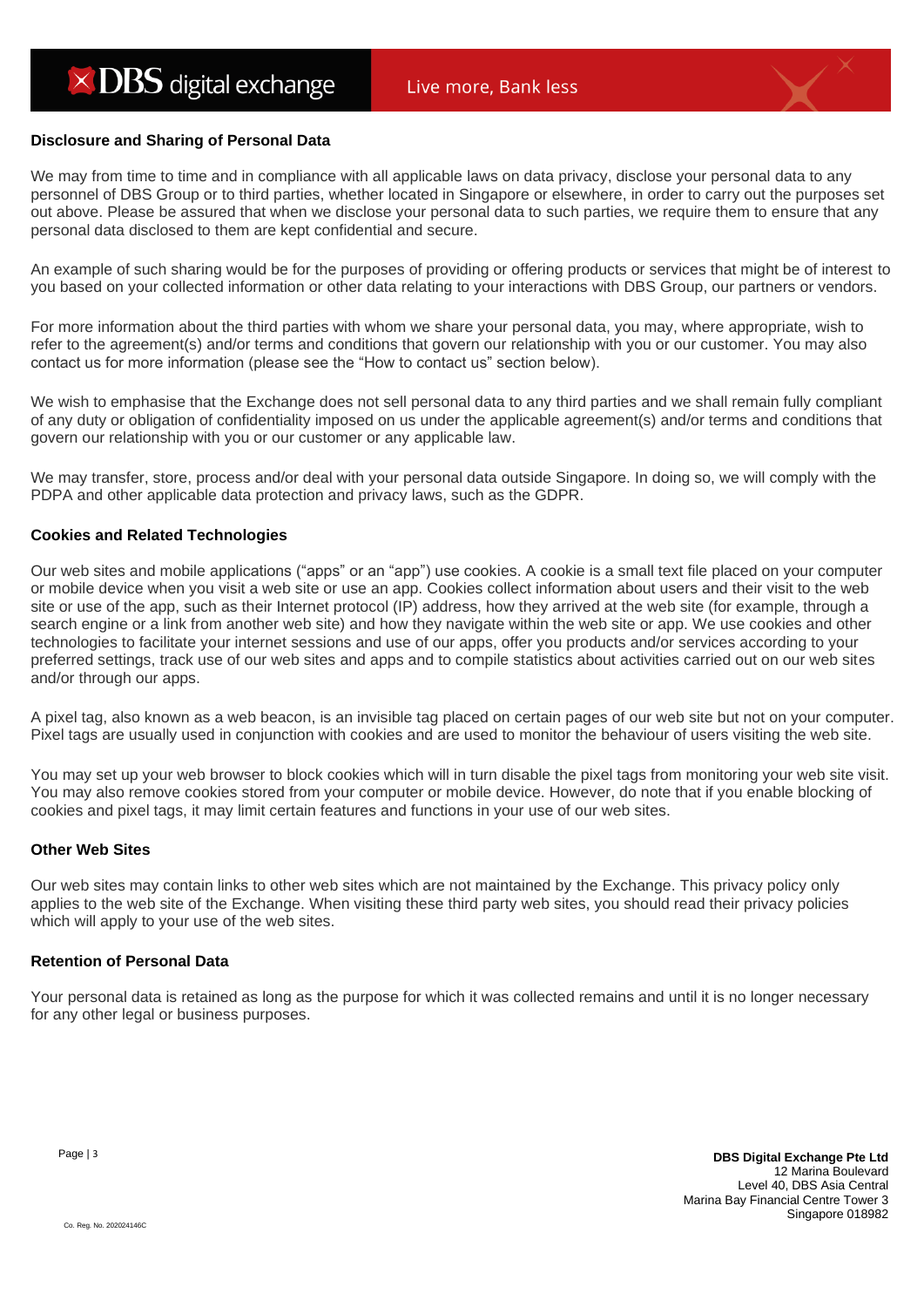### Disclosure and Sharing of Personal Data

We may from time to time and in compliance with all applicable laws on data privacy, disclose your personal data to any personnel of DBS Group or to third parties, whether located in Singapore or elsewhere, in order to carry out the purposes set out above. Please be assured that when we disclose your personal data to such parties, we require them to ensure that any personal data disclosed to them are kept confidential and secure.

An example of such sharing would be for the purposes of providing or offering products or services that might be of interest to you based on your collected information or other data relating to your interactions with DBS Group, our partners or vendors.

For more information about the third parties with whom we share your personal data, you may, where appropriate, wish to refer to the agreement(s) and/or terms and conditions that govern our relationship with you or our customer. You may also contact us for more information (please see the "How to contact us" section below).

We wish to emphasise that the Exchange does not sell personal data to any third parties and we shall remain fully compliant of any duty or obligation of confidentiality imposed on us under the applicable agreement(s) and/or terms and conditions that govern our relationship with you or our customer or any applicable law.

We may transfer, store, process and/or deal with your personal data outside Singapore. In doing so, we will comply with the PDPA and other applicable data protection and privacy laws, such as the GDPR.

### Cookies and Related Technologies

Our web sites and mobile applications ("apps" or an "app") use cookies. A cookie is a small text file placed on your computer or mobile device when you visit a web site or use an app. Cookies collect information about users and their visit to the web site or use of the app, such as their Internet protocol (IP) address, how they arrived at the web site (for example, through a search engine or a link from another web site) and how they navigate within the web site or app. We use cookies and other technologies to facilitate your internet sessions and use of our apps, offer you products and/or services according to your preferred settings, track use of our web sites and apps and to compile statistics about activities carried out on our web sites and/or through our apps.

A pixel tag, also known as a web beacon, is an invisible tag placed on certain pages of our web site but not on your computer. Pixel tags are usually used in conjunction with cookies and are used to monitor the behaviour of users visiting the web site.

You may set up your web browser to block cookies which will in turn disable the pixel tags from monitoring your web site visit. You may also remove cookies stored from your computer or mobile device. However, do note that if you enable blocking of cookies and pixel tags, it may limit certain features and functions in your use of our web sites.

### Other Web Sites

Our web sites may contain links to other web sites which are not maintained by the Exchange. This privacy policy only applies to the web site of the Exchange. When visiting these third party web sites, you should read their privacy policies which will apply to your use of the web sites.

### Retention of Personal Data

Your personal data is retained as long as the purpose for which it was collected remains and until it is no longer necessary for any other legal or business purposes.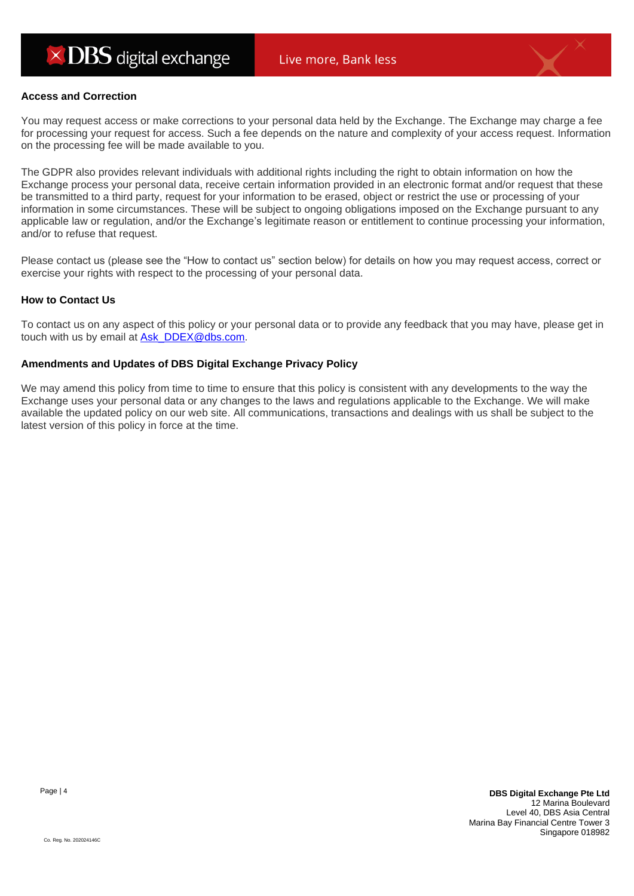### Access and Correction

You may request access or make corrections to your personal data held by the Exchange. The Exchange may charge a fee for processing your request for access. Such a fee depends on the nature and complexity of your access request. Information on the processing fee will be made available to you.

The GDPR also provides relevant individuals with additional rights including the right to obtain information on how the Exchange process your personal data, receive certain information provided in an electronic format and/or request that these be transmitted to a third party, request for your information to be erased, object or restrict the use or processing of your information in some circumstances. These will be subject to ongoing obligations imposed on the Exchange pursuant to any applicable law or regulation, and/or the Exchange's legitimate reason or entitlement to continue processing your information, and/or to refuse that request.

Please contact us (please see the "How to contact us" section below) for details on how you may request access, correct or exercise your rights with respect to the processing of your personal data.

### How to Contact Us

To contact us on any aspect of this policy or your personal data or to provide any feedback that you may have, please get in touch with us by email at Ask_DDEX@dbs.com.

### Amendments and Updates of DBS Digital Exchange Privacy Policy

We may amend this policy from time to time to ensure that this policy is consistent with any developments to the way the Exchange uses your personal data or any changes to the laws and regulations applicable to the Exchange. We will make available the updated policy on our web site. All communications, transactions and dealings with us shall be subject to the latest version of this policy in force at the time.